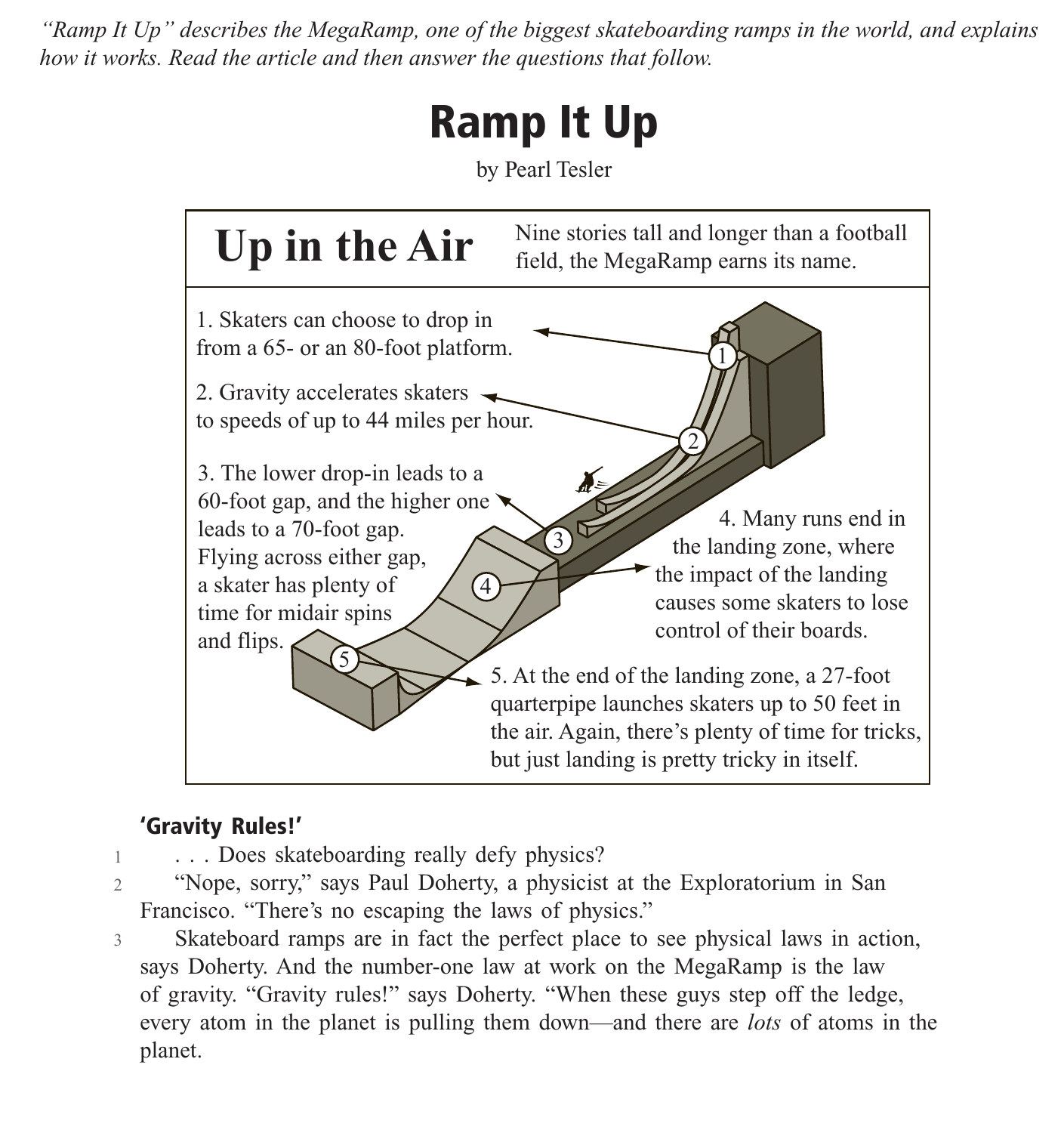*"Ramp It Up" describes the MegaRamp, one of the biggest skateboarding ramps in the world, and explains how it works. Read the article and then answer the questions that follow.*

# Ramp It Up

by Pearl Tesler

## Up in the Air

Nine stories tall and longer than a football field, the MegaRamp earns its name.

1. Skaters can choose to drop in from a 65- or an 80-foot platform.
2. Gravity accelerates skaters to speeds of up to 44 miles per hour.
3. The lower drop-in leads to a 60-foot gap, and the higher one leads to a 70-foot gap. Flying across either gap, a skater has plenty of time for midair spins and flips.
4. Many runs end in the landing zone, where the impact of the landing causes some skaters to lose control of their boards.
5. At the end of the landing zone, a 27-foot quarterpipe launches skaters up to 50 feet in the air. Again, there's plenty of time for tricks, but just landing is pretty tricky in itself.

### 'Gravity Rules!'

1 . . . Does skateboarding really defy physics?

2 "Nope, sorry," says Paul Doherty, a physicist at the Exploratorium in San Francisco. "There's no escaping the laws of physics."

3 Skateboard ramps are in fact the perfect place to see physical laws in action, says Doherty. And the number-one law at work on the MegaRamp is the law of gravity. "Gravity rules!" says Doherty. "When these guys step off the ledge, every atom in the planet is pulling them down—and there are *lots* of atoms in the planet.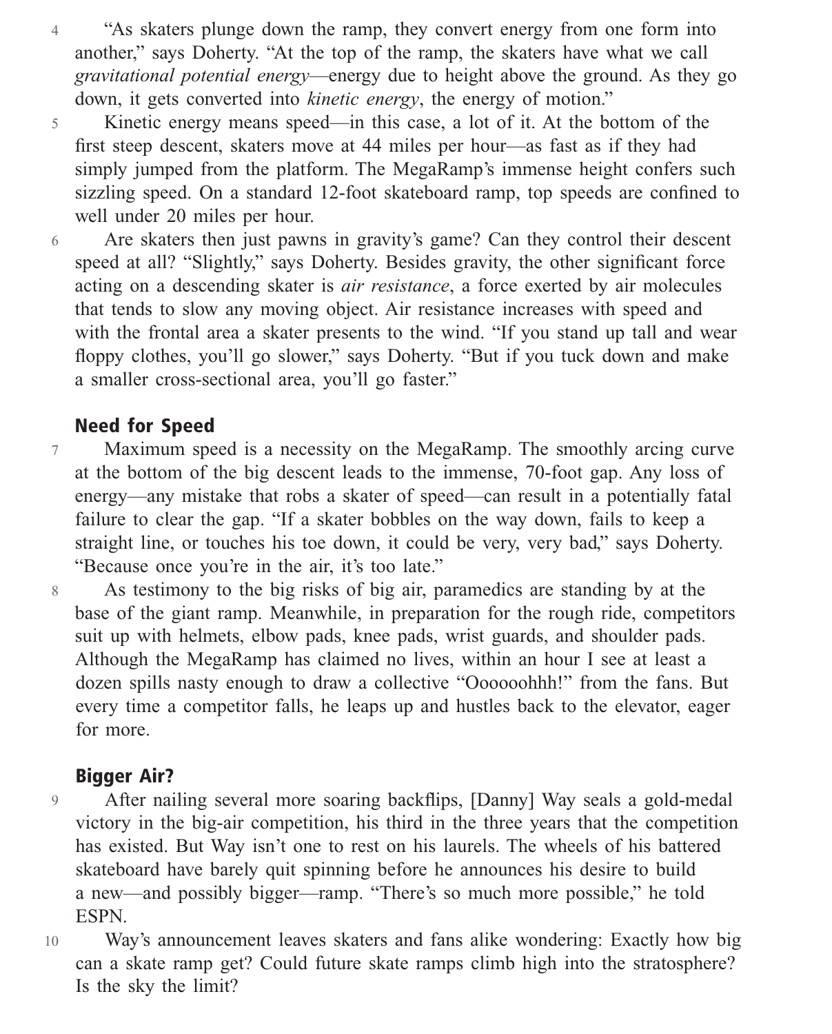4 "As skaters plunge down the ramp, they convert energy from one form into another," says Doherty. "At the top of the ramp, the skaters have what we call *gravitational potential energy*—energy due to height above the ground. As they go down, it gets converted into *kinetic energy*, the energy of motion."

5 Kinetic energy means speed—in this case, a lot of it. At the bottom of the first steep descent, skaters move at 44 miles per hour—as fast as if they had simply jumped from the platform. The MegaRamp's immense height confers such sizzling speed. On a standard 12-foot skateboard ramp, top speeds are confined to well under 20 miles per hour.

6 Are skaters then just pawns in gravity's game? Can they control their descent speed at all? "Slightly," says Doherty. Besides gravity, the other significant force acting on a descending skater is *air resistance*, a force exerted by air molecules that tends to slow any moving object. Air resistance increases with speed and with the frontal area a skater presents to the wind. "If you stand up tall and wear floppy clothes, you'll go slower," says Doherty. "But if you tuck down and make a smaller cross-sectional area, you'll go faster."

## Need for Speed

7 Maximum speed is a necessity on the MegaRamp. The smoothly arcing curve at the bottom of the big descent leads to the immense, 70-foot gap. Any loss of energy—any mistake that robs a skater of speed—can result in a potentially fatal failure to clear the gap. "If a skater bobbles on the way down, fails to keep a straight line, or touches his toe down, it could be very, very bad," says Doherty. "Because once you're in the air, it's too late."

8 As testimony to the big risks of big air, paramedics are standing by at the base of the giant ramp. Meanwhile, in preparation for the rough ride, competitors suit up with helmets, elbow pads, knee pads, wrist guards, and shoulder pads. Although the MegaRamp has claimed no lives, within an hour I see at least a dozen spills nasty enough to draw a collective "Oooooohhh!" from the fans. But every time a competitor falls, he leaps up and hustles back to the elevator, eager for more.

## Bigger Air?

9 After nailing several more soaring backflips, [Danny] Way seals a gold-medal victory in the big-air competition, his third in the three years that the competition has existed. But Way isn't one to rest on his laurels. The wheels of his battered skateboard have barely quit spinning before he announces his desire to build a new—and possibly bigger—ramp. "There's so much more possible," he told ESPN.

10 Way's announcement leaves skaters and fans alike wondering: Exactly how big can a skate ramp get? Could future skate ramps climb high into the stratosphere? Is the sky the limit?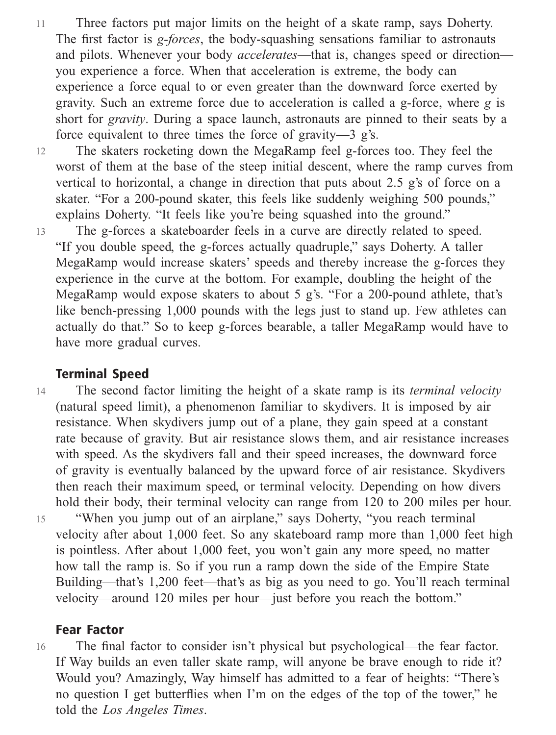11 Three factors put major limits on the height of a skate ramp, says Doherty. The first factor is *g-forces*, the body-squashing sensations familiar to astronauts and pilots. Whenever your body *accelerates*—that is, changes speed or direction—you experience a force. When that acceleration is extreme, the body can experience a force equal to or even greater than the downward force exerted by gravity. Such an extreme force due to acceleration is called a g-force, where *g* is short for *gravity*. During a space launch, astronauts are pinned to their seats by a force equivalent to three times the force of gravity—3 g's.

12 The skaters rocketing down the MegaRamp feel g-forces too. They feel the worst of them at the base of the steep initial descent, where the ramp curves from vertical to horizontal, a change in direction that puts about 2.5 g's of force on a skater. "For a 200-pound skater, this feels like suddenly weighing 500 pounds," explains Doherty. "It feels like you're being squashed into the ground."

13 The g-forces a skateboarder feels in a curve are directly related to speed. "If you double speed, the g-forces actually quadruple," says Doherty. A taller MegaRamp would increase skaters' speeds and thereby increase the g-forces they experience in the curve at the bottom. For example, doubling the height of the MegaRamp would expose skaters to about 5 g's. "For a 200-pound athlete, that's like bench-pressing 1,000 pounds with the legs just to stand up. Few athletes can actually do that." So to keep g-forces bearable, a taller MegaRamp would have to have more gradual curves.

## Terminal Speed

14 The second factor limiting the height of a skate ramp is its *terminal velocity* (natural speed limit), a phenomenon familiar to skydivers. It is imposed by air resistance. When skydivers jump out of a plane, they gain speed at a constant rate because of gravity. But air resistance slows them, and air resistance increases with speed. As the skydivers fall and their speed increases, the downward force of gravity is eventually balanced by the upward force of air resistance. Skydivers then reach their maximum speed, or terminal velocity. Depending on how divers hold their body, their terminal velocity can range from 120 to 200 miles per hour.

15 "When you jump out of an airplane," says Doherty, "you reach terminal velocity after about 1,000 feet. So any skateboard ramp more than 1,000 feet high is pointless. After about 1,000 feet, you won't gain any more speed, no matter how tall the ramp is. So if you run a ramp down the side of the Empire State Building—that's 1,200 feet—that's as big as you need to go. You'll reach terminal velocity—around 120 miles per hour—just before you reach the bottom."

## Fear Factor

16 The final factor to consider isn't physical but psychological—the fear factor. If Way builds an even taller skate ramp, will anyone be brave enough to ride it? Would you? Amazingly, Way himself has admitted to a fear of heights: "There's no question I get butterflies when I'm on the edges of the top of the tower," he told the *Los Angeles Times*.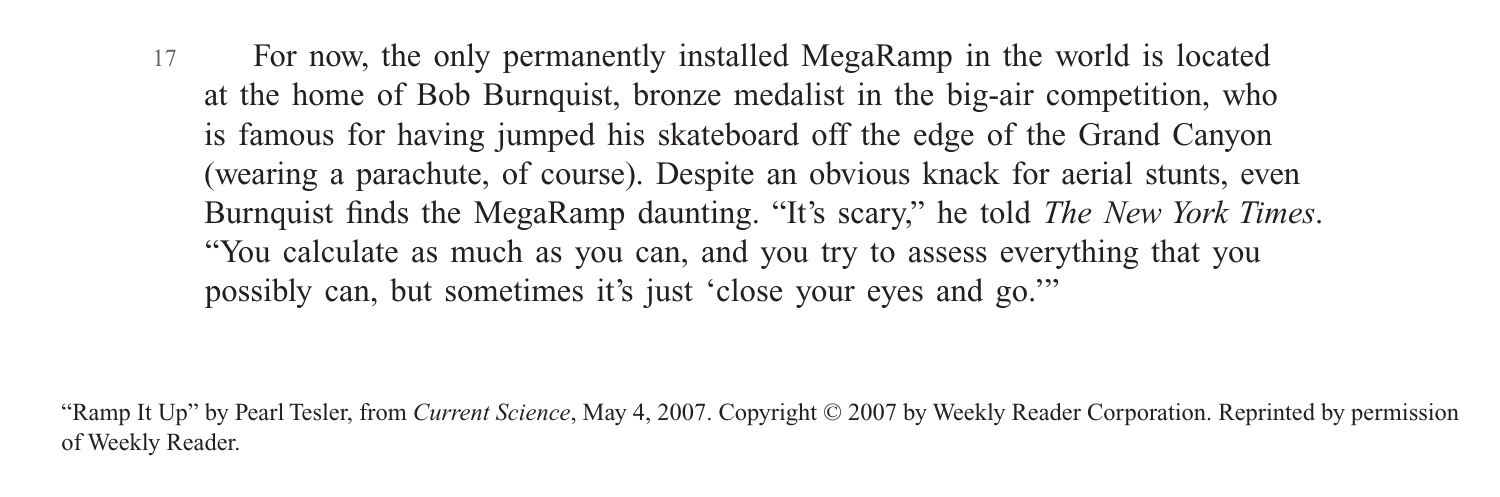17 For now, the only permanently installed MegaRamp in the world is located at the home of Bob Burnquist, bronze medalist in the big-air competition, who is famous for having jumped his skateboard off the edge of the Grand Canyon (wearing a parachute, of course). Despite an obvious knack for aerial stunts, even Burnquist finds the MegaRamp daunting. "It's scary," he told *The New York Times*. "You calculate as much as you can, and you try to assess everything that you possibly can, but sometimes it's just 'close your eyes and go.'"

"Ramp It Up" by Pearl Tesler, from *Current Science*, May 4, 2007. Copyright © 2007 by Weekly Reader Corporation. Reprinted by permission of Weekly Reader.